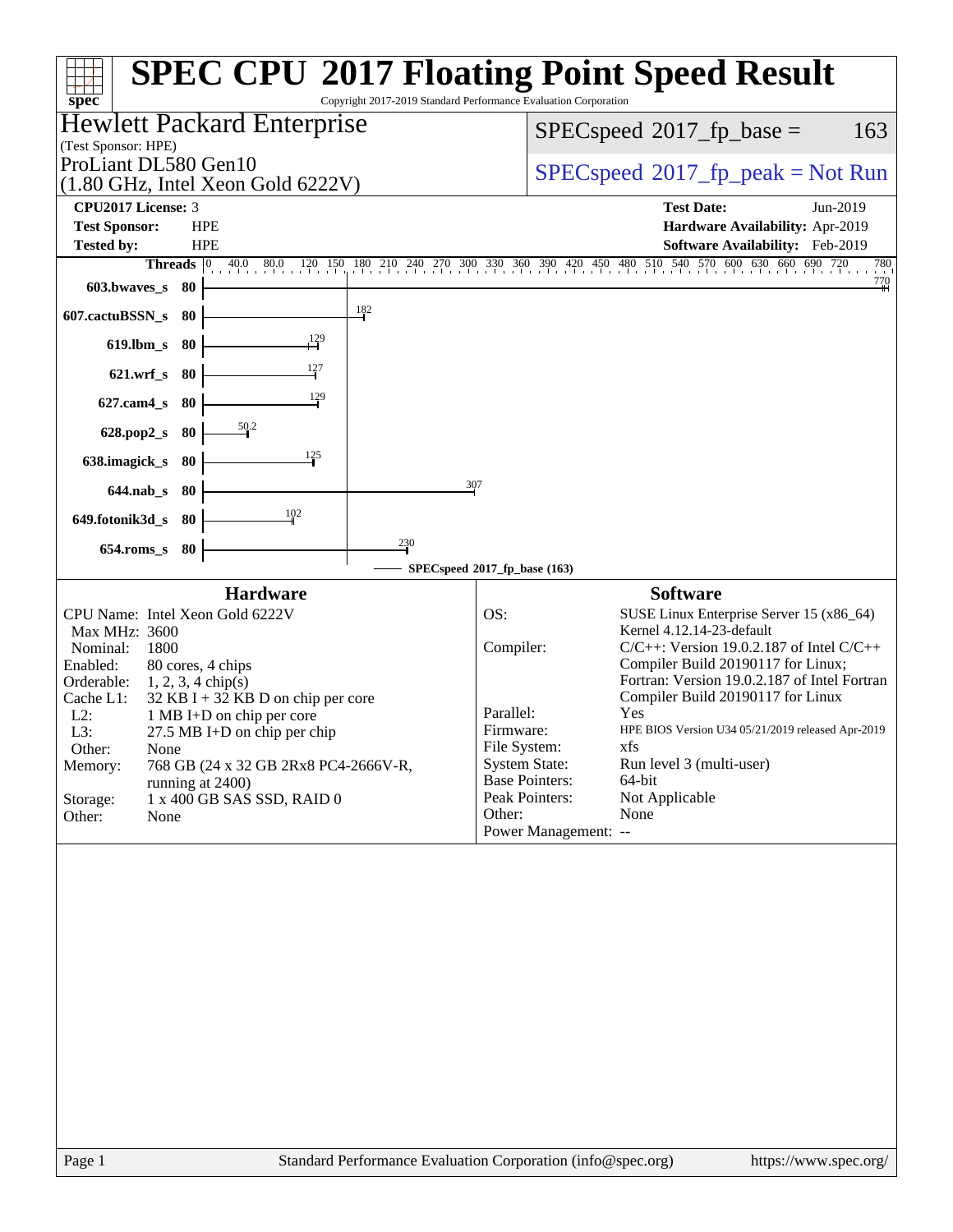# SPEC CPU 2017 Floating Point Speed Result

Copyright 2017-2019 Standard Performance Evaluation Corporation

**Hewlett Packard Enterprise**
(Test Sponsor: HPE)
ProLiant DL580 Gen10
(1.80 GHz, Intel Xeon Gold 6222V)

SPECspeed 2017_fp_base = 163

SPECspeed 2017_fp_peak = Not Run

**CPU2017 License:** 3
**Test Sponsor:** HPE
**Tested by:** HPE

**Test Date:** Jun-2019
**Hardware Availability:** Apr-2019
**Software Availability:** Feb-2019

| Benchmark | Threads | SPECspeed 2017_fp_base |
|---|---|---|
| 603.bwaves_s | 80 | 770 |
| 607.cactuBSSN_s | 80 | 182 |
| 619.lbm_s | 80 | 129 |
| 621.wrf_s | 80 | 127 |
| 627.cam4_s | 80 | 129 |
| 628.pop2_s | 80 | 50.2 |
| 638.imagick_s | 80 | 125 |
| 644.nab_s | 80 | 307 |
| 649.fotonik3d_s | 80 | 102 |
| 654.roms_s | 80 | 230 |

SPECspeed 2017_fp_base (163)

## Hardware

| | |
|---|---|
| CPU Name: | Intel Xeon Gold 6222V |
| Max MHz: | 3600 |
| Nominal: | 1800 |
| Enabled: | 80 cores, 4 chips |
| Orderable: | 1, 2, 3, 4 chip(s) |
| Cache L1: | 32 KB I + 32 KB D on chip per core |
| L2: | 1 MB I+D on chip per core |
| L3: | 27.5 MB I+D on chip per chip |
| Other: | None |
| Memory: | 768 GB (24 x 32 GB 2Rx8 PC4-2666V-R, running at 2400) |
| Storage: | 1 x 400 GB SAS SSD, RAID 0 |
| Other: | None |

## Software

| | |
|---|---|
| OS: | SUSE Linux Enterprise Server 15 (x86_64) Kernel 4.12.14-23-default |
| Compiler: | C/C++: Version 19.0.2.187 of Intel C/C++ Compiler Build 20190117 for Linux; Fortran: Version 19.0.2.187 of Intel Fortran Compiler Build 20190117 for Linux |
| Parallel: | Yes |
| Firmware: | HPE BIOS Version U34 05/21/2019 released Apr-2019 |
| File System: | xfs |
| System State: | Run level 3 (multi-user) |
| Base Pointers: | 64-bit |
| Peak Pointers: | Not Applicable |
| Other: | None |
| Power Management: | -- |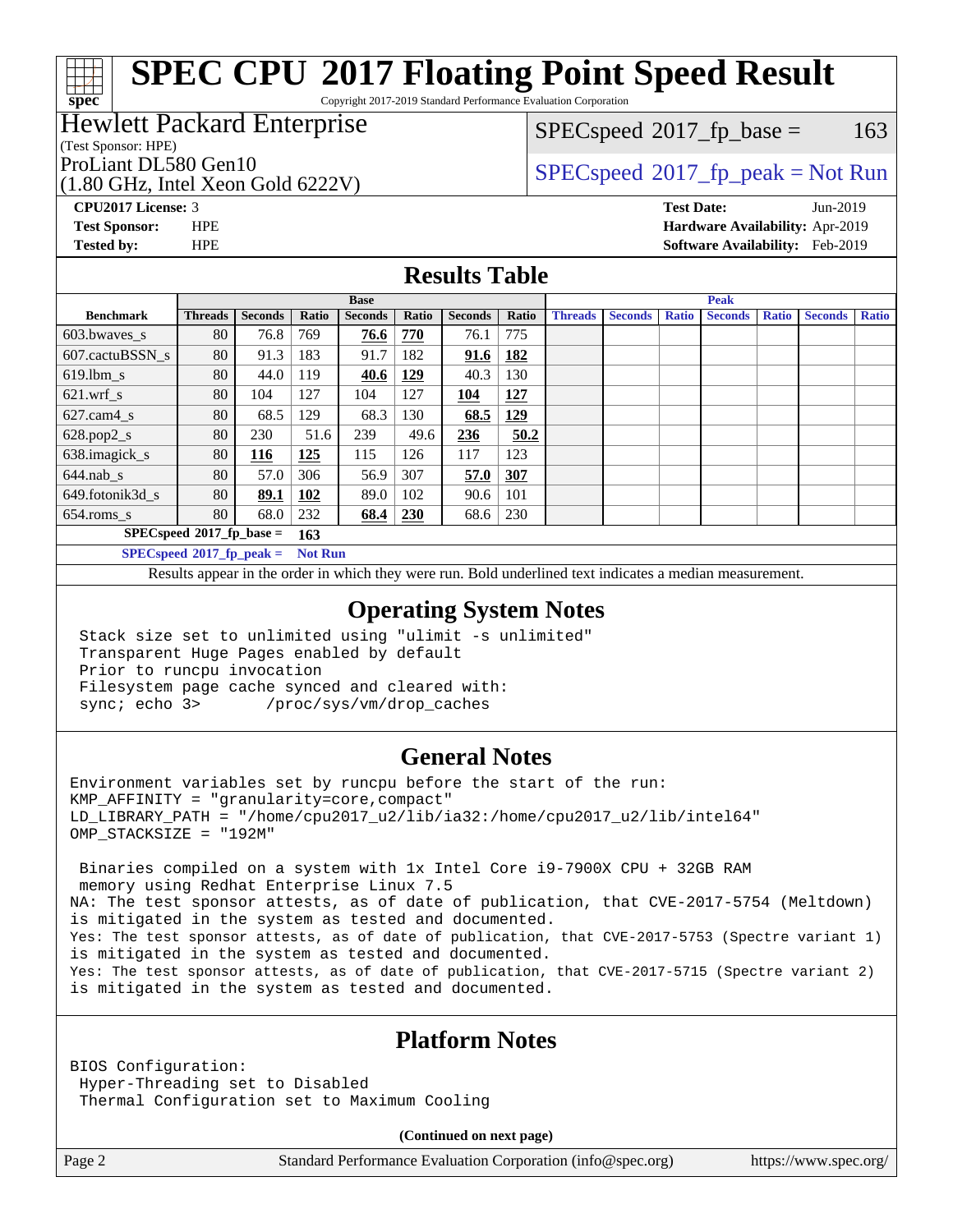# SPEC CPU 2017 Floating Point Speed Result

Copyright 2017-2019 Standard Performance Evaluation Corporation

**Hewlett Packard Enterprise**
(Test Sponsor: HPE)
ProLiant DL580 Gen10
(1.80 GHz, Intel Xeon Gold 6222V)

SPECspeed 2017_fp_base = 163

SPECspeed 2017_fp_peak = Not Run

**CPU2017 License:** 3
**Test Sponsor:** HPE
**Tested by:** HPE

**Test Date:** Jun-2019
**Hardware Availability:** Apr-2019
**Software Availability:** Feb-2019

## Results Table

| | Base | | | | | | | Peak | | | | | | |
|---|---|---|---|---|---|---|---|---|---|---|---|---|---|---|
| **Benchmark** | **Threads** | **Seconds** | **Ratio** | **Seconds** | **Ratio** | **Seconds** | **Ratio** | **Threads** | **Seconds** | **Ratio** | **Seconds** | **Ratio** | **Seconds** | **Ratio** |
| 603.bwaves_s | 80 | 76.8 | 769 | **76.6** | **770** | 76.1 | 775 | | | | | | | |
| 607.cactuBSSN_s | 80 | 91.3 | 183 | 91.7 | 182 | **91.6** | **182** | | | | | | | |
| 619.lbm_s | 80 | 44.0 | 119 | **40.6** | **129** | 40.3 | 130 | | | | | | | |
| 621.wrf_s | 80 | 104 | 127 | 104 | 127 | **104** | **127** | | | | | | | |
| 627.cam4_s | 80 | 68.5 | 129 | 68.3 | 130 | **68.5** | **129** | | | | | | | |
| 628.pop2_s | 80 | 230 | 51.6 | 239 | 49.6 | **236** | **50.2** | | | | | | | |
| 638.imagick_s | 80 | **116** | **125** | 115 | 126 | 117 | 123 | | | | | | | |
| 644.nab_s | 80 | 57.0 | 306 | 56.9 | 307 | **57.0** | **307** | | | | | | | |
| 649.fotonik3d_s | 80 | **89.1** | **102** | 89.0 | 102 | 90.6 | 101 | | | | | | | |
| 654.roms_s | 80 | 68.0 | 232 | **68.4** | **230** | 68.6 | 230 | | | | | | | |

**SPECspeed 2017_fp_base = 163**

**SPECspeed 2017_fp_peak = Not Run**

Results appear in the order in which they were run. Bold underlined text indicates a median measurement.

## Operating System Notes

```
Stack size set to unlimited using "ulimit -s unlimited"
Transparent Huge Pages enabled by default
Prior to runcpu invocation
Filesystem page cache synced and cleared with:
sync; echo 3>       /proc/sys/vm/drop_caches
```

## General Notes

```
Environment variables set by runcpu before the start of the run:
KMP_AFFINITY = "granularity=core,compact"
LD_LIBRARY_PATH = "/home/cpu2017_u2/lib/ia32:/home/cpu2017_u2/lib/intel64"
OMP_STACKSIZE = "192M"

 Binaries compiled on a system with 1x Intel Core i9-7900X CPU + 32GB RAM
 memory using Redhat Enterprise Linux 7.5
NA: The test sponsor attests, as of date of publication, that CVE-2017-5754 (Meltdown)
is mitigated in the system as tested and documented.
Yes: The test sponsor attests, as of date of publication, that CVE-2017-5753 (Spectre variant 1)
is mitigated in the system as tested and documented.
Yes: The test sponsor attests, as of date of publication, that CVE-2017-5715 (Spectre variant 2)
is mitigated in the system as tested and documented.
```

## Platform Notes

```
BIOS Configuration:
 Hyper-Threading set to Disabled
 Thermal Configuration set to Maximum Cooling
```

**(Continued on next page)**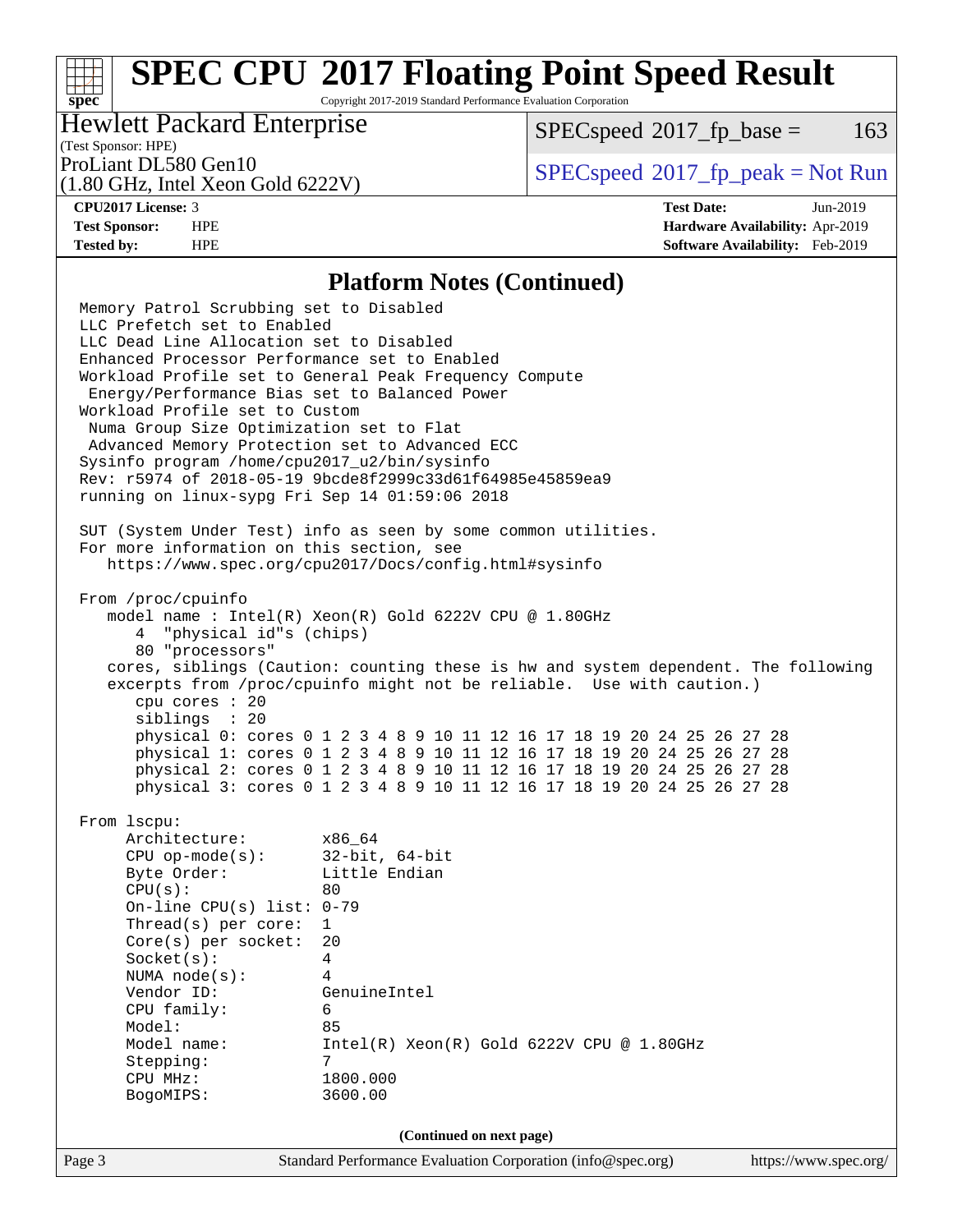## Platform Notes (Continued)

```
Memory Patrol Scrubbing set to Disabled
LLC Prefetch set to Enabled
LLC Dead Line Allocation set to Disabled
Enhanced Processor Performance set to Enabled
Workload Profile set to General Peak Frequency Compute
 Energy/Performance Bias set to Balanced Power
Workload Profile set to Custom
 Numa Group Size Optimization set to Flat
 Advanced Memory Protection set to Advanced ECC
Sysinfo program /home/cpu2017_u2/bin/sysinfo
Rev: r5974 of 2018-05-19 9bcde8f2999c33d61f64985e45859ea9
running on linux-sypg Fri Sep 14 01:59:06 2018

SUT (System Under Test) info as seen by some common utilities.
For more information on this section, see
   https://www.spec.org/cpu2017/Docs/config.html#sysinfo

From /proc/cpuinfo
   model name : Intel(R) Xeon(R) Gold 6222V CPU @ 1.80GHz
      4  "physical id"s (chips)
      80 "processors"
   cores, siblings (Caution: counting these is hw and system dependent. The following
   excerpts from /proc/cpuinfo might not be reliable.  Use with caution.)
      cpu cores : 20
      siblings  : 20
      physical 0: cores 0 1 2 3 4 8 9 10 11 12 16 17 18 19 20 24 25 26 27 28
      physical 1: cores 0 1 2 3 4 8 9 10 11 12 16 17 18 19 20 24 25 26 27 28
      physical 2: cores 0 1 2 3 4 8 9 10 11 12 16 17 18 19 20 24 25 26 27 28
      physical 3: cores 0 1 2 3 4 8 9 10 11 12 16 17 18 19 20 24 25 26 27 28

From lscpu:
     Architecture:         x86_64
     CPU op-mode(s):       32-bit, 64-bit
     Byte Order:           Little Endian
     CPU(s):               80
     On-line CPU(s) list:  0-79
     Thread(s) per core:   1
     Core(s) per socket:   20
     Socket(s):            4
     NUMA node(s):         4
     Vendor ID:            GenuineIntel
     CPU family:           6
     Model:                85
     Model name:           Intel(R) Xeon(R) Gold 6222V CPU @ 1.80GHz
     Stepping:             7
     CPU MHz:              1800.000
     BogoMIPS:             3600.00
```

(Continued on next page)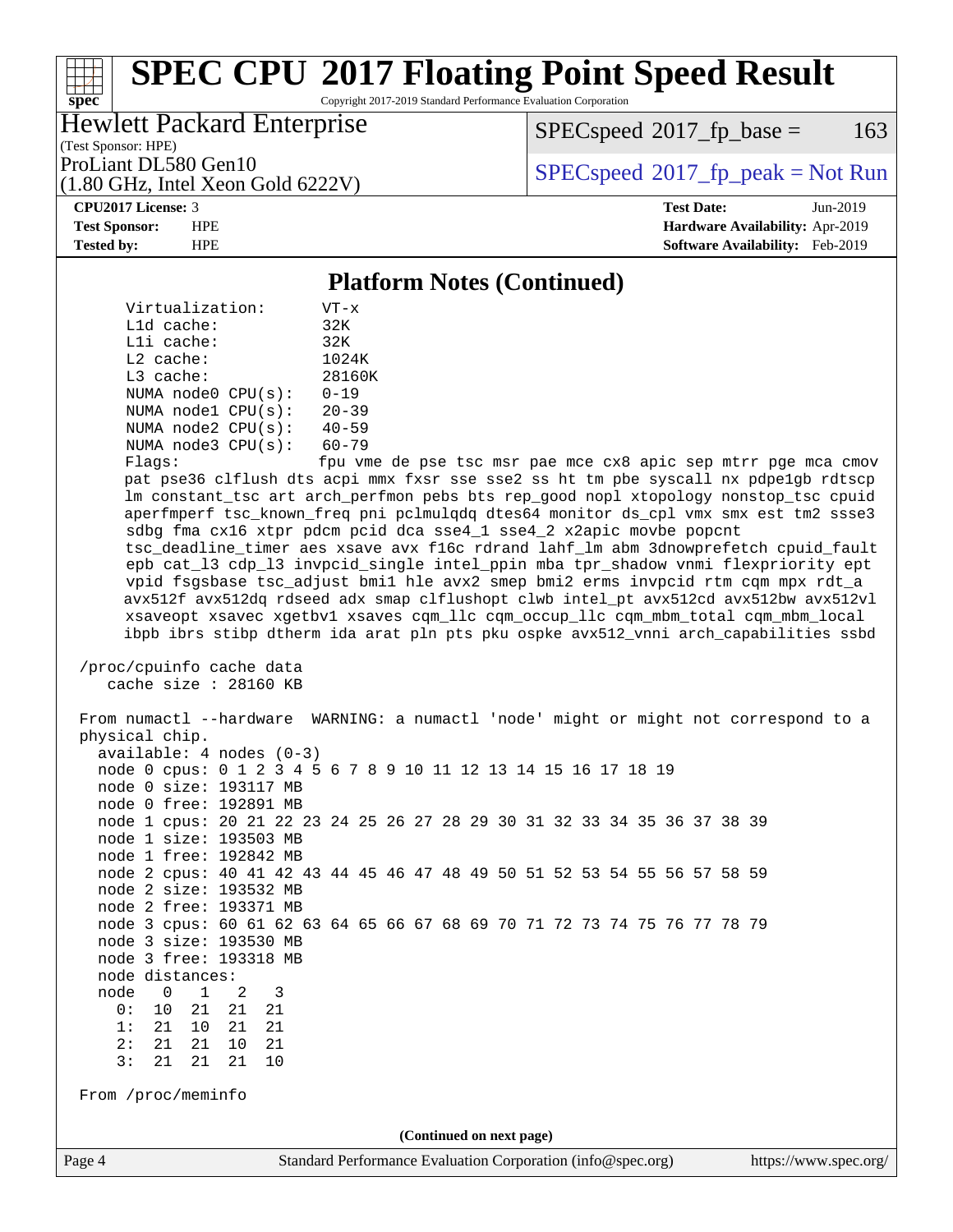## Platform Notes (Continued)

```
     Virtualization:      VT-x
     L1d cache:           32K
     L1i cache:           32K
     L2 cache:            1024K
     L3 cache:            28160K
     NUMA node0 CPU(s):   0-19
     NUMA node1 CPU(s):   20-39
     NUMA node2 CPU(s):   40-59
     NUMA node3 CPU(s):   60-79
     Flags:               fpu vme de pse tsc msr pae mce cx8 apic sep mtrr pge mca cmov
     pat pse36 clflush dts acpi mmx fxsr sse sse2 ss ht tm pbe syscall nx pdpe1gb rdtscp
     lm constant_tsc art arch_perfmon pebs bts rep_good nopl xtopology nonstop_tsc cpuid
     aperfmperf tsc_known_freq pni pclmulqdq dtes64 monitor ds_cpl vmx smx est tm2 ssse3
     sdbg fma cx16 xtpr pdcm pcid dca sse4_1 sse4_2 x2apic movbe popcnt
     tsc_deadline_timer aes xsave avx f16c rdrand lahf_lm abm 3dnowprefetch cpuid_fault
     epb cat_l3 cdp_l3 invpcid_single intel_ppin mba tpr_shadow vnmi flexpriority ept
     vpid fsgsbase tsc_adjust bmi1 hle avx2 smep bmi2 erms invpcid rtm cqm mpx rdt_a
     avx512f avx512dq rdseed adx smap clflushopt clwb intel_pt avx512cd avx512bw avx512vl
     xsaveopt xsavec xgetbv1 xsaves cqm_llc cqm_occup_llc cqm_mbm_total cqm_mbm_local
     ibpb ibrs stibp dtherm ida arat pln pts pku ospke avx512_vnni arch_capabilities ssbd

 /proc/cpuinfo cache data
    cache size : 28160 KB

 From numactl --hardware  WARNING: a numactl 'node' might or might not correspond to a
 physical chip.
   available: 4 nodes (0-3)
   node 0 cpus: 0 1 2 3 4 5 6 7 8 9 10 11 12 13 14 15 16 17 18 19
   node 0 size: 193117 MB
   node 0 free: 192891 MB
   node 1 cpus: 20 21 22 23 24 25 26 27 28 29 30 31 32 33 34 35 36 37 38 39
   node 1 size: 193503 MB
   node 1 free: 192842 MB
   node 2 cpus: 40 41 42 43 44 45 46 47 48 49 50 51 52 53 54 55 56 57 58 59
   node 2 size: 193532 MB
   node 2 free: 193371 MB
   node 3 cpus: 60 61 62 63 64 65 66 67 68 69 70 71 72 73 74 75 76 77 78 79
   node 3 size: 193530 MB
   node 3 free: 193318 MB
   node distances:
   node   0   1   2   3
     0:  10  21  21  21
     1:  21  10  21  21
     2:  21  21  10  21
     3:  21  21  21  10

 From /proc/meminfo
```

(Continued on next page)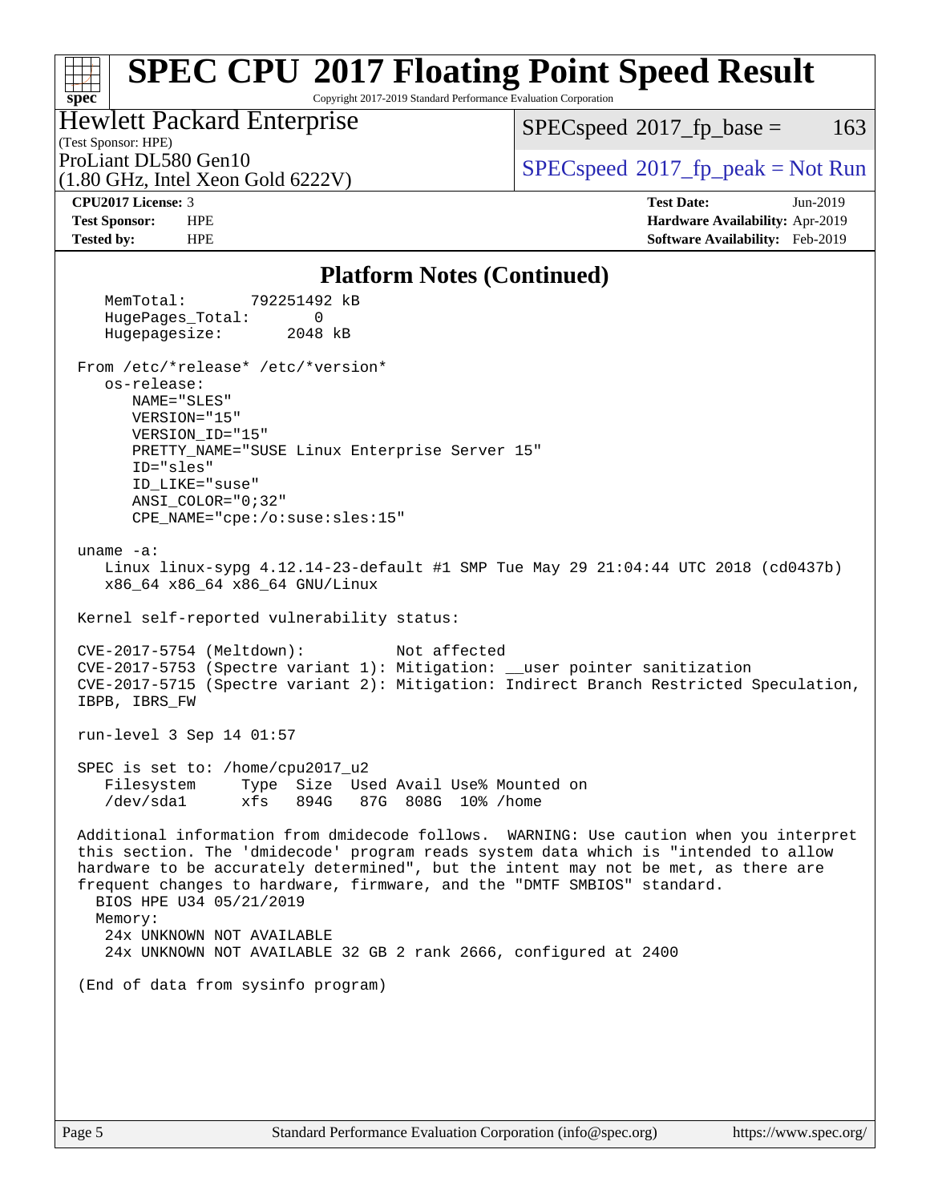## Platform Notes (Continued)

```
   MemTotal:       792251492 kB
   HugePages_Total:       0
   Hugepagesize:       2048 kB

From /etc/*release* /etc/*version*
   os-release:
      NAME="SLES"
      VERSION="15"
      VERSION_ID="15"
      PRETTY_NAME="SUSE Linux Enterprise Server 15"
      ID="sles"
      ID_LIKE="suse"
      ANSI_COLOR="0;32"
      CPE_NAME="cpe:/o:suse:sles:15"

uname -a:
   Linux linux-sypg 4.12.14-23-default #1 SMP Tue May 29 21:04:44 UTC 2018 (cd0437b)
   x86_64 x86_64 x86_64 GNU/Linux

Kernel self-reported vulnerability status:

CVE-2017-5754 (Meltdown):          Not affected
CVE-2017-5753 (Spectre variant 1): Mitigation: __user pointer sanitization
CVE-2017-5715 (Spectre variant 2): Mitigation: Indirect Branch Restricted Speculation,
IBPB, IBRS_FW

run-level 3 Sep 14 01:57

SPEC is set to: /home/cpu2017_u2
   Filesystem     Type  Size  Used Avail Use% Mounted on
   /dev/sda1      xfs   894G   87G  808G  10% /home

Additional information from dmidecode follows.  WARNING: Use caution when you interpret
this section. The 'dmidecode' program reads system data which is "intended to allow
hardware to be accurately determined", but the intent may not be met, as there are
frequent changes to hardware, firmware, and the "DMTF SMBIOS" standard.
  BIOS HPE U34 05/21/2019
  Memory:
   24x UNKNOWN NOT AVAILABLE
   24x UNKNOWN NOT AVAILABLE 32 GB 2 rank 2666, configured at 2400

(End of data from sysinfo program)
```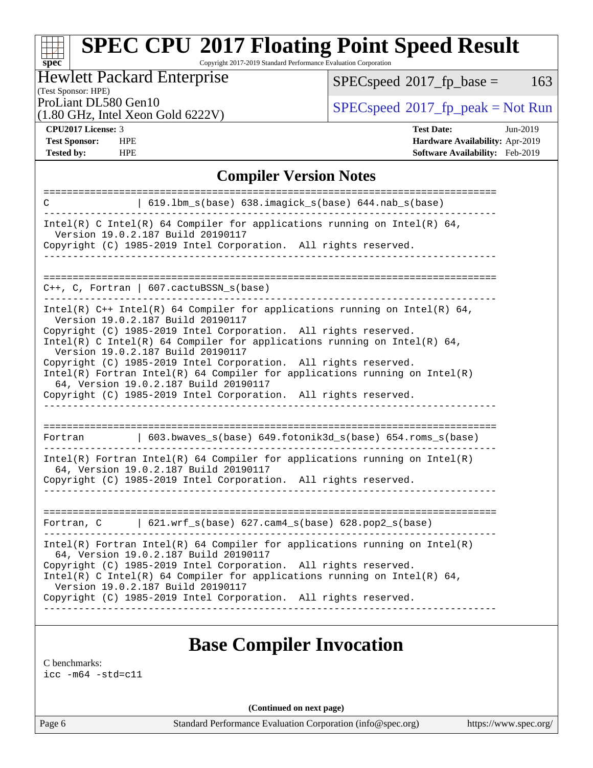# SPEC CPU 2017 Floating Point Speed Result

Copyright 2017-2019 Standard Performance Evaluation Corporation

**Hewlett Packard Enterprise**
(Test Sponsor: HPE)
ProLiant DL580 Gen10
(1.80 GHz, Intel Xeon Gold 6222V)

SPECspeed 2017_fp_base = 163

SPECspeed 2017_fp_peak = Not Run

| | | | |
|---|---|---|---|
| **CPU2017 License:** | 3 | **Test Date:** | Jun-2019 |
| **Test Sponsor:** | HPE | **Hardware Availability:** | Apr-2019 |
| **Tested by:** | HPE | **Software Availability:** | Feb-2019 |

## Compiler Version Notes

```
==============================================================================
C              | 619.lbm_s(base) 638.imagick_s(base) 644.nab_s(base)
------------------------------------------------------------------------------
Intel(R) C Intel(R) 64 Compiler for applications running on Intel(R) 64,
  Version 19.0.2.187 Build 20190117
Copyright (C) 1985-2019 Intel Corporation.  All rights reserved.
------------------------------------------------------------------------------

==============================================================================
C++, C, Fortran | 607.cactuBSSN_s(base)
------------------------------------------------------------------------------
Intel(R) C++ Intel(R) 64 Compiler for applications running on Intel(R) 64,
  Version 19.0.2.187 Build 20190117
Copyright (C) 1985-2019 Intel Corporation.  All rights reserved.
Intel(R) C Intel(R) 64 Compiler for applications running on Intel(R) 64,
  Version 19.0.2.187 Build 20190117
Copyright (C) 1985-2019 Intel Corporation.  All rights reserved.
Intel(R) Fortran Intel(R) 64 Compiler for applications running on Intel(R)
  64, Version 19.0.2.187 Build 20190117
Copyright (C) 1985-2019 Intel Corporation.  All rights reserved.
------------------------------------------------------------------------------

==============================================================================
Fortran        | 603.bwaves_s(base) 649.fotonik3d_s(base) 654.roms_s(base)
------------------------------------------------------------------------------
Intel(R) Fortran Intel(R) 64 Compiler for applications running on Intel(R)
  64, Version 19.0.2.187 Build 20190117
Copyright (C) 1985-2019 Intel Corporation.  All rights reserved.
------------------------------------------------------------------------------

==============================================================================
Fortran, C     | 621.wrf_s(base) 627.cam4_s(base) 628.pop2_s(base)
------------------------------------------------------------------------------
Intel(R) Fortran Intel(R) 64 Compiler for applications running on Intel(R)
  64, Version 19.0.2.187 Build 20190117
Copyright (C) 1985-2019 Intel Corporation.  All rights reserved.
Intel(R) C Intel(R) 64 Compiler for applications running on Intel(R) 64,
  Version 19.0.2.187 Build 20190117
Copyright (C) 1985-2019 Intel Corporation.  All rights reserved.
------------------------------------------------------------------------------
```

## Base Compiler Invocation

C benchmarks:
```
icc -m64 -std=c11
```

(Continued on next page)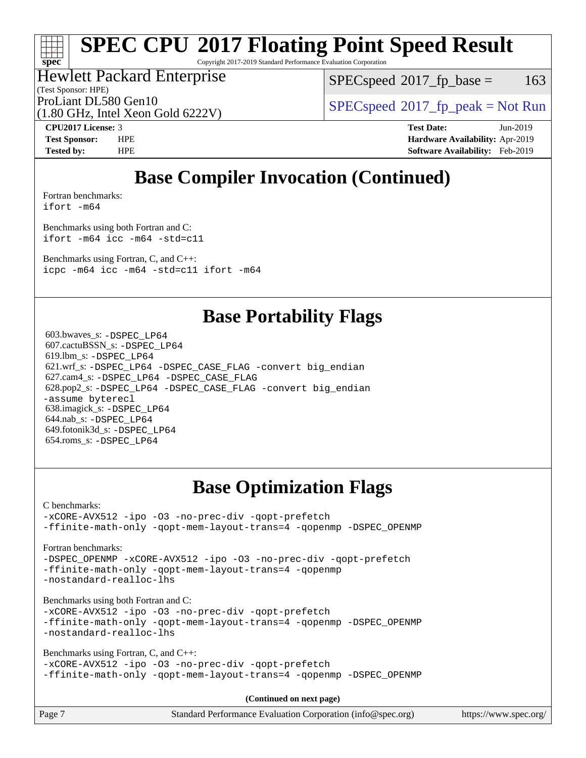# SPEC CPU 2017 Floating Point Speed Result

Copyright 2017-2019 Standard Performance Evaluation Corporation

Hewlett Packard Enterprise
(Test Sponsor: HPE)
ProLiant DL580 Gen10
(1.80 GHz, Intel Xeon Gold 6222V)

SPECspeed 2017_fp_base = 163

SPECspeed 2017_fp_peak = Not Run

**CPU2017 License:** 3
**Test Sponsor:** HPE
**Tested by:** HPE

**Test Date:** Jun-2019
**Hardware Availability:** Apr-2019
**Software Availability:** Feb-2019

## Base Compiler Invocation (Continued)

Fortran benchmarks:
`ifort -m64`

Benchmarks using both Fortran and C:
`ifort -m64 icc -m64 -std=c11`

Benchmarks using Fortran, C, and C++:
`icpc -m64 icc -m64 -std=c11 ifort -m64`

## Base Portability Flags

603.bwaves_s: `-DSPEC_LP64`
607.cactuBSSN_s: `-DSPEC_LP64`
619.lbm_s: `-DSPEC_LP64`
621.wrf_s: `-DSPEC_LP64 -DSPEC_CASE_FLAG -convert big_endian`
627.cam4_s: `-DSPEC_LP64 -DSPEC_CASE_FLAG`
628.pop2_s: `-DSPEC_LP64 -DSPEC_CASE_FLAG -convert big_endian -assume byterecl`
638.imagick_s: `-DSPEC_LP64`
644.nab_s: `-DSPEC_LP64`
649.fotonik3d_s: `-DSPEC_LP64`
654.roms_s: `-DSPEC_LP64`

## Base Optimization Flags

C benchmarks:
`-xCORE-AVX512 -ipo -O3 -no-prec-div -qopt-prefetch -ffinite-math-only -qopt-mem-layout-trans=4 -qopenmp -DSPEC_OPENMP`

Fortran benchmarks:
`-DSPEC_OPENMP -xCORE-AVX512 -ipo -O3 -no-prec-div -qopt-prefetch -ffinite-math-only -qopt-mem-layout-trans=4 -qopenmp -nostandard-realloc-lhs`

Benchmarks using both Fortran and C:
`-xCORE-AVX512 -ipo -O3 -no-prec-div -qopt-prefetch -ffinite-math-only -qopt-mem-layout-trans=4 -qopenmp -DSPEC_OPENMP -nostandard-realloc-lhs`

Benchmarks using Fortran, C, and C++:
`-xCORE-AVX512 -ipo -O3 -no-prec-div -qopt-prefetch -ffinite-math-only -qopt-mem-layout-trans=4 -qopenmp -DSPEC_OPENMP`

**(Continued on next page)**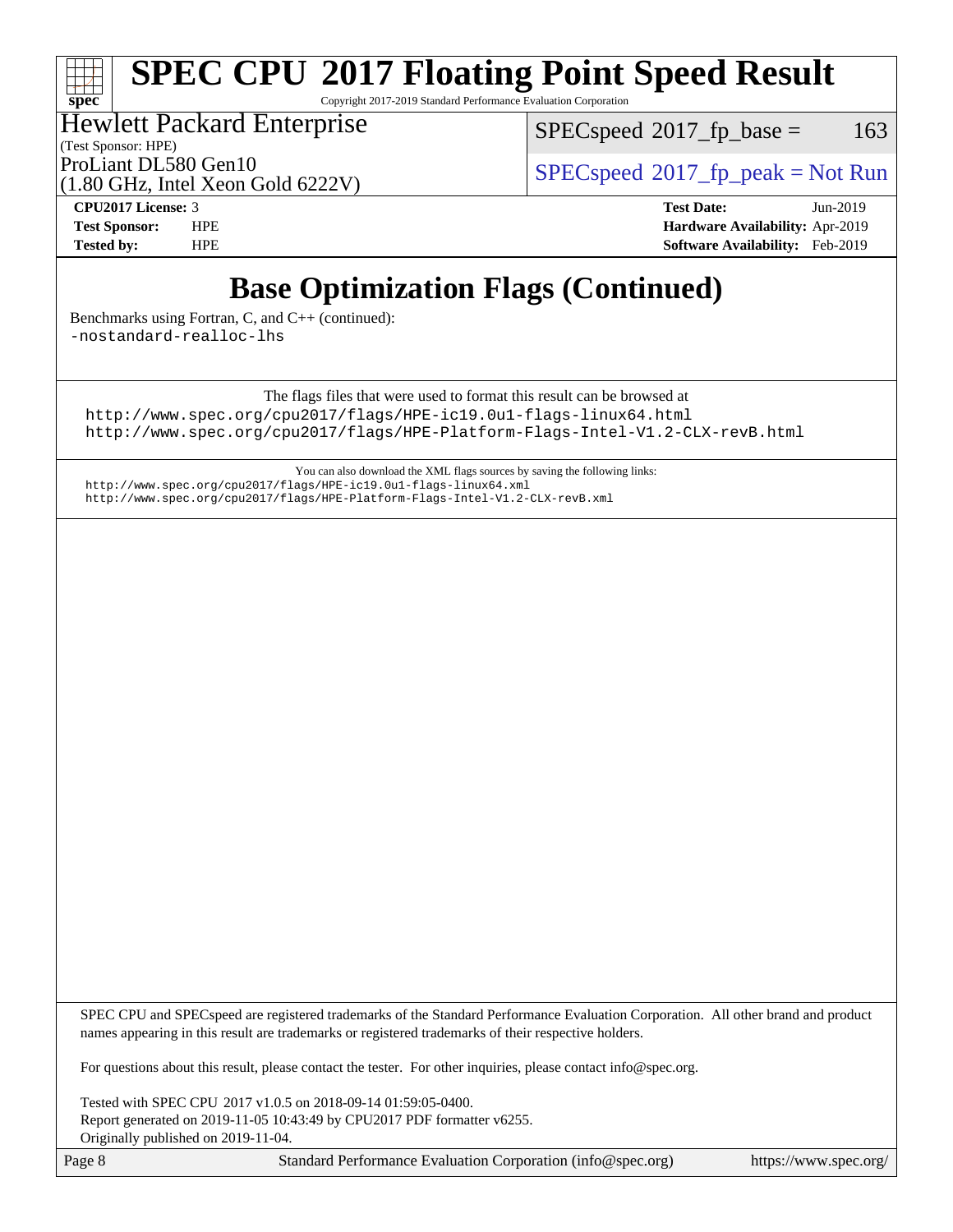# Base Optimization Flags (Continued)

Benchmarks using Fortran, C, and C++ (continued):
-nostandard-realloc-lhs

The flags files that were used to format this result can be browsed at
http://www.spec.org/cpu2017/flags/HPE-ic19.0u1-flags-linux64.html
http://www.spec.org/cpu2017/flags/HPE-Platform-Flags-Intel-V1.2-CLX-revB.html

You can also download the XML flags sources by saving the following links:
http://www.spec.org/cpu2017/flags/HPE-ic19.0u1-flags-linux64.xml
http://www.spec.org/cpu2017/flags/HPE-Platform-Flags-Intel-V1.2-CLX-revB.xml

SPEC CPU and SPECspeed are registered trademarks of the Standard Performance Evaluation Corporation. All other brand and product names appearing in this result are trademarks or registered trademarks of their respective holders.

For questions about this result, please contact the tester. For other inquiries, please contact info@spec.org.

Tested with SPEC CPU 2017 v1.0.5 on 2018-09-14 01:59:05-0400.
Report generated on 2019-11-05 10:43:49 by CPU2017 PDF formatter v6255.
Originally published on 2019-11-04.